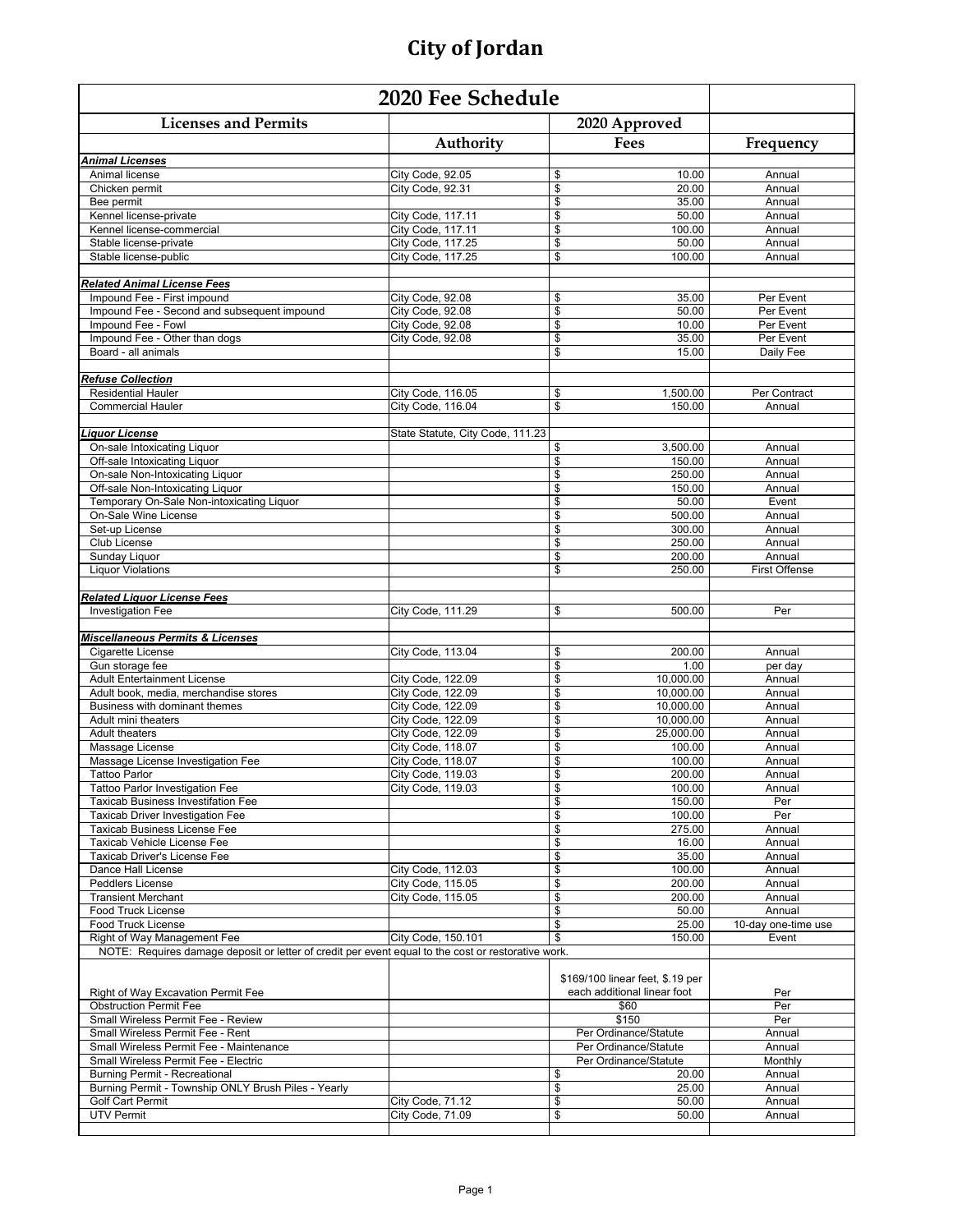# City of Jordan

| 2020 Fee Schedule | | | |
|---|---|---|---|
| **Licenses and Permits** | | **2020 Approved** | |
| | **Authority** | **Fees** | **Frequency** |
| ***Animal Licenses*** | | | |
| Animal license | City Code, 92.05 | $ 10.00 | Annual |
| Chicken permit | City Code, 92.31 | $ 20.00 | Annual |
| Bee permit | | $ 35.00 | Annual |
| Kennel license-private | City Code, 117.11 | $ 50.00 | Annual |
| Kennel license-commercial | City Code, 117.11 | $ 100.00 | Annual |
| Stable license-private | City Code, 117.25 | $ 50.00 | Annual |
| Stable license-public | City Code, 117.25 | $ 100.00 | Annual |
| | | | |
| ***Related Animal License Fees*** | | | |
| Impound Fee - First impound | City Code, 92.08 | $ 35.00 | Per Event |
| Impound Fee - Second and subsequent impound | City Code, 92.08 | $ 50.00 | Per Event |
| Impound Fee - Fowl | City Code, 92.08 | $ 10.00 | Per Event |
| Impound Fee - Other than dogs | City Code, 92.08 | $ 35.00 | Per Event |
| Board - all animals | | $ 15.00 | Daily Fee |
| | | | |
| ***Refuse Collection*** | | | |
| Residential Hauler | City Code, 116.05 | $ 1,500.00 | Per Contract |
| Commercial Hauler | City Code, 116.04 | $ 150.00 | Annual |
| | | | |
| ***Liquor License*** | State Statute, City Code, 111.23 | | |
| On-sale Intoxicating Liquor | | $ 3,500.00 | Annual |
| Off-sale Intoxicating Liquor | | $ 150.00 | Annual |
| On-sale Non-Intoxicating Liquor | | $ 250.00 | Annual |
| Off-sale Non-Intoxicating Liquor | | $ 150.00 | Annual |
| Temporary On-Sale Non-intoxicating Liquor | | $ 50.00 | Event |
| On-Sale Wine License | | $ 500.00 | Annual |
| Set-up License | | $ 300.00 | Annual |
| Club License | | $ 250.00 | Annual |
| Sunday Liquor | | $ 200.00 | Annual |
| Liquor Violations | | $ 250.00 | First Offense |
| | | | |
| ***Related Liquor License Fees*** | | | |
| Investigation Fee | City Code, 111.29 | $ 500.00 | Per |
| | | | |
| ***Miscellaneous Permits & Licenses*** | | | |
| Cigarette License | City Code, 113.04 | $ 200.00 | Annual |
| Gun storage fee | | $ 1.00 | per day |
| Adult Entertainment License | City Code, 122.09 | $ 10,000.00 | Annual |
| Adult book, media, merchandise stores | City Code, 122.09 | $ 10,000.00 | Annual |
| Business with dominant themes | City Code, 122.09 | $ 10,000.00 | Annual |
| Adult mini theaters | City Code, 122.09 | $ 10,000.00 | Annual |
| Adult theaters | City Code, 122.09 | $ 25,000.00 | Annual |
| Massage License | City Code, 118.07 | $ 100.00 | Annual |
| Massage License Investigation Fee | City Code, 118.07 | $ 100.00 | Annual |
| Tattoo Parlor | City Code, 119.03 | $ 200.00 | Annual |
| Tattoo Parlor Investigation Fee | City Code, 119.03 | $ 100.00 | Annual |
| Taxicab Business Investifation Fee | | $ 150.00 | Per |
| Taxicab Driver Investigation Fee | | $ 100.00 | Per |
| Taxicab Business License Fee | | $ 275.00 | Annual |
| Taxicab Vehicle License Fee | | $ 16.00 | Annual |
| Taxicab Driver's License Fee | | $ 35.00 | Annual |
| Dance Hall License | City Code, 112.03 | $ 100.00 | Annual |
| Peddlers License | City Code, 115.05 | $ 200.00 | Annual |
| Transient Merchant | City Code, 115.05 | $ 200.00 | Annual |
| Food Truck License | | $ 50.00 | Annual |
| Food Truck License | | $ 25.00 | 10-day one-time use |
| Right of Way Management Fee | City Code, 150.101 | $ 150.00 | Event |
| NOTE: Requires damage deposit or letter of credit per event equal to the cost or restorative work. | | | |
| Right of Way Excavation Permit Fee | | $169/100 linear feet, $.19 per each additional linear foot | Per |
| Obstruction Permit Fee | | $60 | Per |
| Small Wireless Permit Fee - Review | | $150 | Per |
| Small Wireless Permit Fee - Rent | | Per Ordinance/Statute | Annual |
| Small Wireless Permit Fee - Maintenance | | Per Ordinance/Statute | Annual |
| Small Wireless Permit Fee - Electric | | Per Ordinance/Statute | Monthly |
| Burning Permit - Recreational | | $ 20.00 | Annual |
| Burning Permit - Township ONLY Brush Piles - Yearly | | $ 25.00 | Annual |
| Golf Cart Permit | City Code, 71.12 | $ 50.00 | Annual |
| UTV Permit | City Code, 71.09 | $ 50.00 | Annual |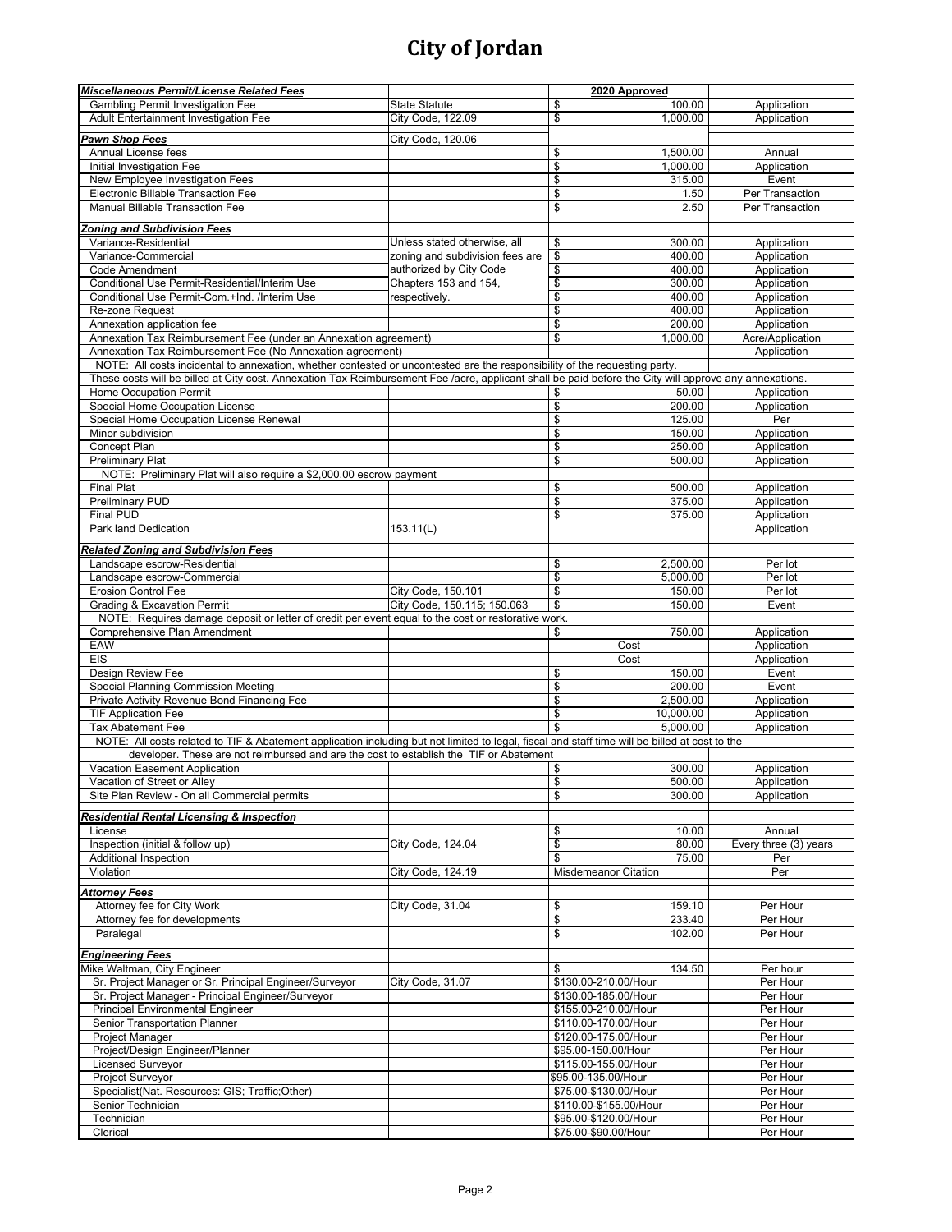# City of Jordan

| *Miscellaneous Permit/License Related Fees* | | 2020 Approved | |
|---|---|---|---|
| Gambling Permit Investigation Fee | State Statute | $ 100.00 | Application |
| Adult Entertainment Investigation Fee | City Code, 122.09 | $ 1,000.00 | Application |
| *Pawn Shop Fees* | City Code, 120.06 | | |
| Annual License fees | | $ 1,500.00 | Annual |
| Initial Investigation Fee | | $ 1,000.00 | Application |
| New Employee Investigation Fees | | $ 315.00 | Event |
| Electronic Billable Transaction Fee | | $ 1.50 | Per Transaction |
| Manual Billable Transaction Fee | | $ 2.50 | Per Transaction |
| *Zoning and Subdivision Fees* | | | |
| Variance-Residential | Unless stated otherwise, all zoning and subdivision fees are authorized by City Code Chapters 153 and 154, respectively. | $ 300.00 | Application |
| Variance-Commercial | | $ 400.00 | Application |
| Code Amendment | | $ 400.00 | Application |
| Conditional Use Permit-Residential/Interim Use | | $ 300.00 | Application |
| Conditional Use Permit-Com.+Ind. /Interim Use | | $ 400.00 | Application |
| Re-zone Request | | $ 400.00 | Application |
| Annexation application fee | | $ 200.00 | Application |
| Annexation Tax Reimbursement Fee (under an Annexation agreement) | | $ 1,000.00 | Acre/Application |
| Annexation Tax Reimbursement Fee (No Annexation agreement) | | | Application |
| NOTE: All costs incidental to annexation, whether contested or uncontested are the responsibility of the requesting party. | | | |
| These costs will be billed at City cost. Annexation Tax Reimbursement Fee /acre, applicant shall be paid before the City will approve any annexations. | | | |
| Home Occupation Permit | | $ 50.00 | Application |
| Special Home Occupation License | | $ 200.00 | Application |
| Special Home Occupation License Renewal | | $ 125.00 | Per |
| Minor subdivision | | $ 150.00 | Application |
| Concept Plan | | $ 250.00 | Application |
| Preliminary Plat | | $ 500.00 | Application |
| NOTE: Preliminary Plat will also require a $2,000.00 escrow payment | | | |
| Final Plat | | $ 500.00 | Application |
| Preliminary PUD | | $ 375.00 | Application |
| Final PUD | | $ 375.00 | Application |
| Park land Dedication | 153.11(L) | | Application |
| *Related Zoning and Subdivision Fees* | | | |
| Landscape escrow-Residential | | $ 2,500.00 | Per lot |
| Landscape escrow-Commercial | | $ 5,000.00 | Per lot |
| Erosion Control Fee | City Code, 150.101 | $ 150.00 | Per lot |
| Grading & Excavation Permit | City Code, 150.115; 150.063 | $ 150.00 | Event |
| NOTE: Requires damage deposit or letter of credit per event equal to the cost or restorative work. | | | |
| Comprehensive Plan Amendment | | $ 750.00 | Application |
| EAW | | Cost | Application |
| EIS | | Cost | Application |
| Design Review Fee | | $ 150.00 | Event |
| Special Planning Commission Meeting | | $ 200.00 | Event |
| Private Activity Revenue Bond Financing Fee | | $ 2,500.00 | Application |
| TIF Application Fee | | $ 10,000.00 | Application |
| Tax Abatement Fee | | $ 5,000.00 | Application |
| NOTE: All costs related to TIF & Abatement application including but not limited to legal, fiscal and staff time will be billed at cost to the developer. These are not reimbursed and are the cost to establish the TIF or Abatement | | | |
| Vacation Easement Application | | $ 300.00 | Application |
| Vacation of Street or Alley | | $ 500.00 | Application |
| Site Plan Review - On all Commercial permits | | $ 300.00 | Application |
| *Residential Rental Licensing & Inspection* | | | |
| License | City Code, 124.04 | $ 10.00 | Annual |
| Inspection (initial & follow up) | | $ 80.00 | Every three (3) years |
| Additional Inspection | | $ 75.00 | Per |
| Violation | City Code, 124.19 | Misdemeanor Citation | Per |
| *Attorney Fees* | | | |
| Attorney fee for City Work | City Code, 31.04 | $ 159.10 | Per Hour |
| Attorney fee for developments | | $ 233.40 | Per Hour |
| Paralegal | | $ 102.00 | Per Hour |
| *Engineering Fees* | | | |
| Mike Waltman, City Engineer | | $ 134.50 | Per hour |
| Sr. Project Manager or Sr. Principal Engineer/Surveyor | City Code, 31.07 | $130.00-210.00/Hour | Per Hour |
| Sr. Project Manager - Principal Engineer/Surveyor | | $130.00-185.00/Hour | Per Hour |
| Principal Environmental Engineer | | $155.00-210.00/Hour | Per Hour |
| Senior Transportation Planner | | $110.00-170.00/Hour | Per Hour |
| Project Manager | | $120.00-175.00/Hour | Per Hour |
| Project/Design Engineer/Planner | | $95.00-150.00/Hour | Per Hour |
| Licensed Surveyor | | $115.00-155.00/Hour | Per Hour |
| Project Surveyor | | $95.00-135.00/Hour | Per Hour |
| Specialist(Nat. Resources: GIS; Traffic;Other) | | $75.00-$130.00/Hour | Per Hour |
| Senior Technician | | $110.00-$155.00/Hour | Per Hour |
| Technician | | $95.00-$120.00/Hour | Per Hour |
| Clerical | | $75.00-$90.00/Hour | Per Hour |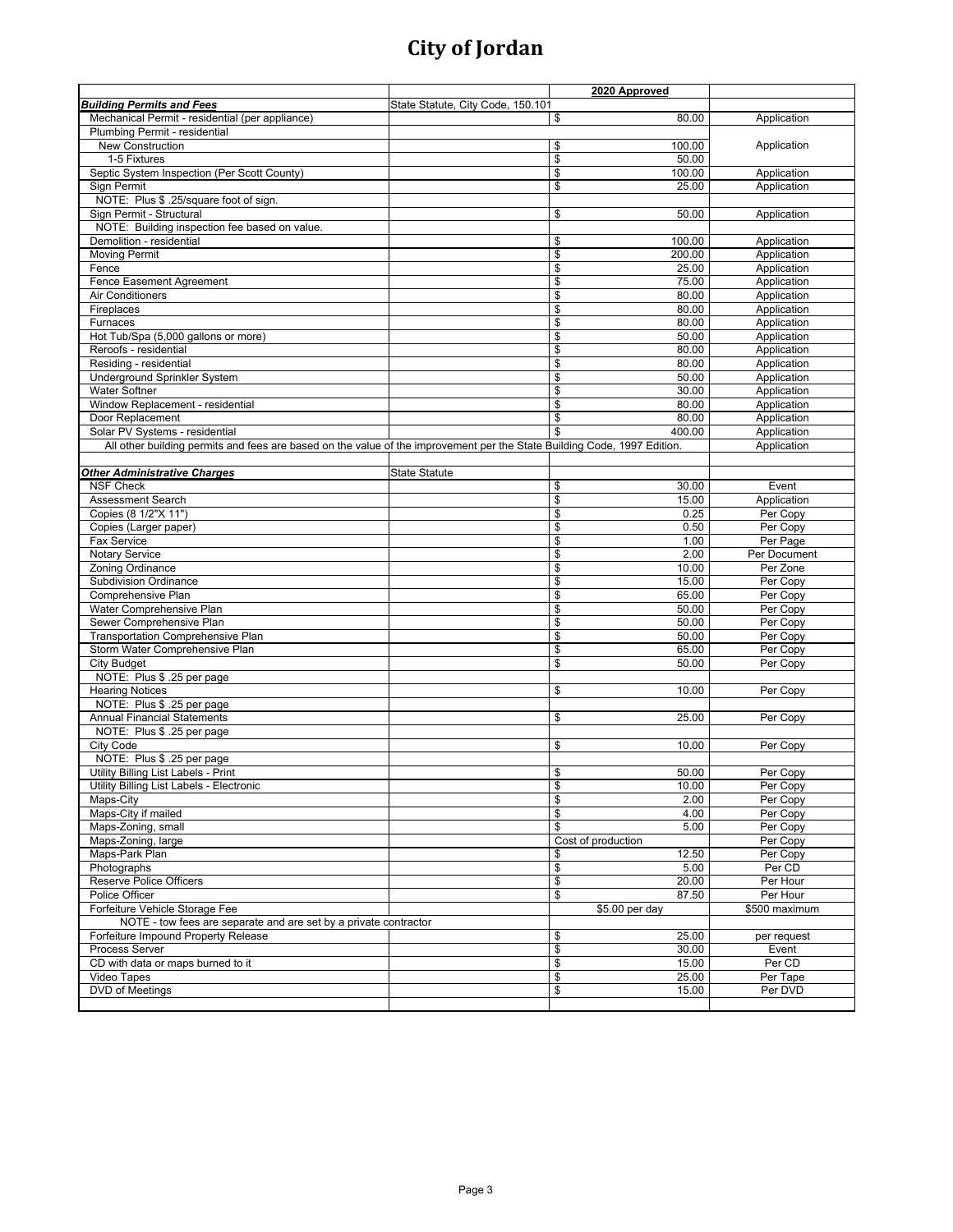# City of Jordan

| | | 2020 Approved | |
|---|---|---|---|
| ***Building Permits and Fees*** | State Statute, City Code, 150.101 | | |
| Mechanical Permit - residential (per appliance) | | $ 80.00 | Application |
| Plumbing Permit - residential | | | |
| New Construction | | $ 100.00 | Application |
| 1-5 Fixtures | | $ 50.00 | |
| Septic System Inspection (Per Scott County) | | $ 100.00 | Application |
| Sign Permit | | $ 25.00 | Application |
| NOTE: Plus $ .25/square foot of sign. | | | |
| Sign Permit - Structural | | $ 50.00 | Application |
| NOTE: Building inspection fee based on value. | | | |
| Demolition - residential | | $ 100.00 | Application |
| Moving Permit | | $ 200.00 | Application |
| Fence | | $ 25.00 | Application |
| Fence Easement Agreement | | $ 75.00 | Application |
| Air Conditioners | | $ 80.00 | Application |
| Fireplaces | | $ 80.00 | Application |
| Furnaces | | $ 80.00 | Application |
| Hot Tub/Spa (5,000 gallons or more) | | $ 50.00 | Application |
| Reroofs - residential | | $ 80.00 | Application |
| Residing - residential | | $ 80.00 | Application |
| Underground Sprinkler System | | $ 50.00 | Application |
| Water Softner | | $ 30.00 | Application |
| Window Replacement - residential | | $ 80.00 | Application |
| Door Replacement | | $ 80.00 | Application |
| Solar PV Systems - residential | | $ 400.00 | Application |
| All other building permits and fees are based on the value of the improvement per the State Building Code, 1997 Edition. | | | Application |
| | | | |
| ***Other Administrative Charges*** | State Statute | | |
| NSF Check | | $ 30.00 | Event |
| Assessment Search | | $ 15.00 | Application |
| Copies (8 1/2"X 11") | | $ 0.25 | Per Copy |
| Copies (Larger paper) | | $ 0.50 | Per Copy |
| Fax Service | | $ 1.00 | Per Page |
| Notary Service | | $ 2.00 | Per Document |
| Zoning Ordinance | | $ 10.00 | Per Zone |
| Subdivision Ordinance | | $ 15.00 | Per Copy |
| Comprehensive Plan | | $ 65.00 | Per Copy |
| Water Comprehensive Plan | | $ 50.00 | Per Copy |
| Sewer Comprehensive Plan | | $ 50.00 | Per Copy |
| Transportation Comprehensive Plan | | $ 50.00 | Per Copy |
| Storm Water Comprehensive Plan | | $ 65.00 | Per Copy |
| City Budget | | $ 50.00 | Per Copy |
| NOTE: Plus $ .25 per page | | | |
| Hearing Notices | | $ 10.00 | Per Copy |
| NOTE: Plus $ .25 per page | | | |
| Annual Financial Statements | | $ 25.00 | Per Copy |
| NOTE: Plus $ .25 per page | | | |
| City Code | | $ 10.00 | Per Copy |
| NOTE: Plus $ .25 per page | | | |
| Utility Billing List Labels - Print | | $ 50.00 | Per Copy |
| Utility Billing List Labels - Electronic | | $ 10.00 | Per Copy |
| Maps-City | | $ 2.00 | Per Copy |
| Maps-City if mailed | | $ 4.00 | Per Copy |
| Maps-Zoning, small | | $ 5.00 | Per Copy |
| Maps-Zoning, large | | Cost of production | Per Copy |
| Maps-Park Plan | | $ 12.50 | Per Copy |
| Photographs | | $ 5.00 | Per CD |
| Reserve Police Officers | | $ 20.00 | Per Hour |
| Police Officer | | $ 87.50 | Per Hour |
| Forfeiture Vehicle Storage Fee | | $5.00 per day | $500 maximum |
| NOTE - tow fees are separate and are set by a private contractor | | | |
| Forfeiture Impound Property Release | | $ 25.00 | per request |
| Process Server | | $ 30.00 | Event |
| CD with data or maps burned to it | | $ 15.00 | Per CD |
| Video Tapes | | $ 25.00 | Per Tape |
| DVD of Meetings | | $ 15.00 | Per DVD |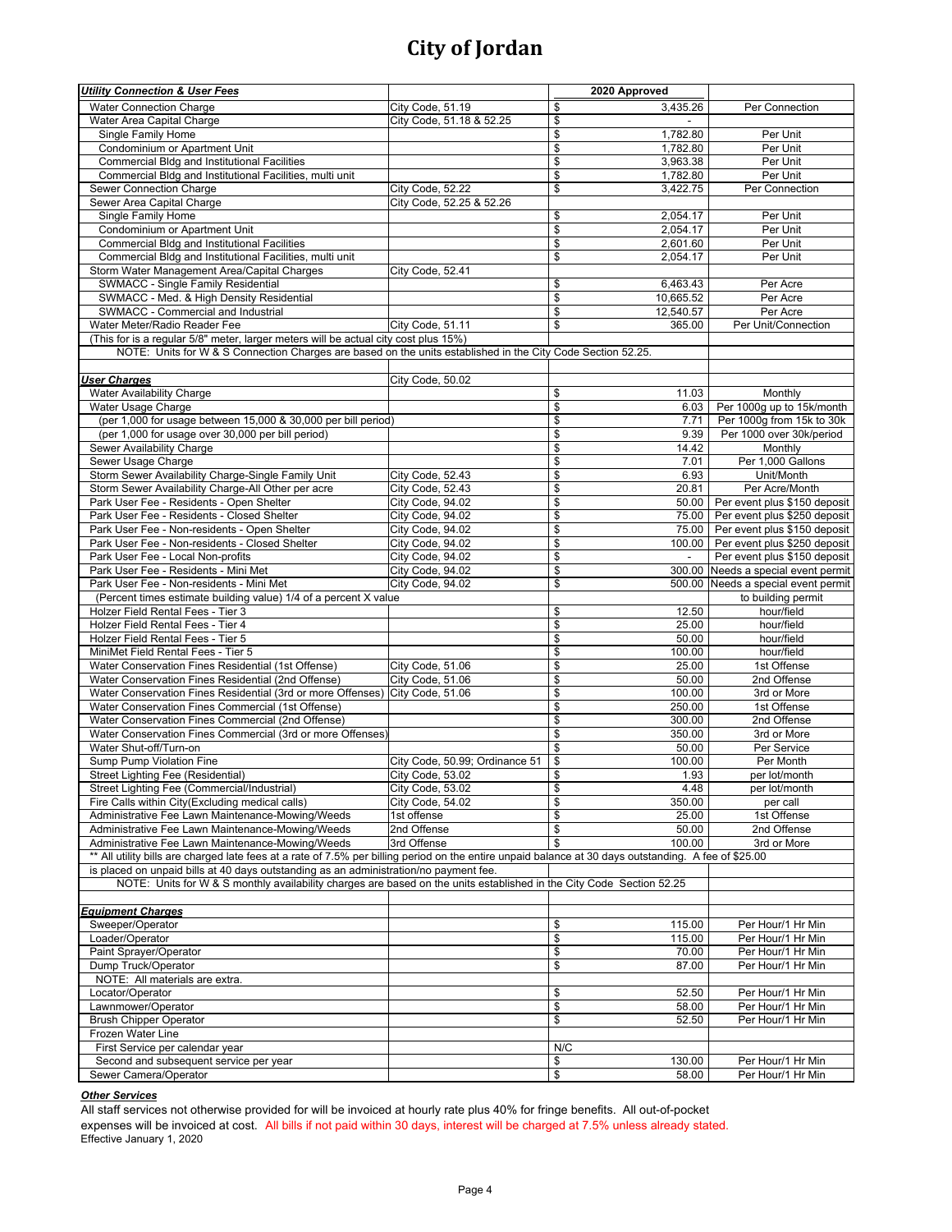# City of Jordan

| Utility Connection & User Fees | | 2020 Approved | |
|---|---|---|---|
| Water Connection Charge | City Code, 51.19 | $ 3,435.26 | Per Connection |
| Water Area Capital Charge | City Code, 51.18 & 52.25 | $ - | |
| Single Family Home | | $ 1,782.80 | Per Unit |
| Condominium or Apartment Unit | | $ 1,782.80 | Per Unit |
| Commercial Bldg and Institutional Facilities | | $ 3,963.38 | Per Unit |
| Commercial Bldg and Institutional Facilities, multi unit | | $ 1,782.80 | Per Unit |
| Sewer Connection Charge | City Code, 52.22 | $ 3,422.75 | Per Connection |
| Sewer Area Capital Charge | City Code, 52.25 & 52.26 | | |
| Single Family Home | | $ 2,054.17 | Per Unit |
| Condominium or Apartment Unit | | $ 2,054.17 | Per Unit |
| Commercial Bldg and Institutional Facilities | | $ 2,601.60 | Per Unit |
| Commercial Bldg and Institutional Facilities, multi unit | | $ 2,054.17 | Per Unit |
| Storm Water Management Area/Capital Charges | City Code, 52.41 | | |
| SWMACC - Single Family Residential | | $ 6,463.43 | Per Acre |
| SWMACC - Med. & High Density Residential | | $ 10,665.52 | Per Acre |
| SWMACC - Commercial and Industrial | | $ 12,540.57 | Per Acre |
| Water Meter/Radio Reader Fee | City Code, 51.11 | $ 365.00 | Per Unit/Connection |
| (This for is a regular 5/8" meter, larger meters will be actual city cost plus 15%) | | | |
| NOTE: Units for W & S Connection Charges are based on the units established in the City Code Section 52.25. | | | |
| | | | |
| **User Charges** | City Code, 50.02 | | |
| Water Availability Charge | | $ 11.03 | Monthly |
| Water Usage Charge | | $ 6.03 | Per 1000g up to 15k/month |
| (per 1,000 for usage between 15,000 & 30,000 per bill period) | | $ 7.71 | Per 1000g from 15k to 30k |
| (per 1,000 for usage over 30,000 per bill period) | | $ 9.39 | Per 1000 over 30k/period |
| Sewer Availability Charge | | $ 14.42 | Monthly |
| Sewer Usage Charge | | $ 7.01 | Per 1,000 Gallons |
| Storm Sewer Availability Charge-Single Family Unit | City Code, 52.43 | $ 6.93 | Unit/Month |
| Storm Sewer Availability Charge-All Other per acre | City Code, 52.43 | $ 20.81 | Per Acre/Month |
| Park User Fee - Residents - Open Shelter | City Code, 94.02 | $ 50.00 | Per event plus $150 deposit |
| Park User Fee - Residents - Closed Shelter | City Code, 94.02 | $ 75.00 | Per event plus $250 deposit |
| Park User Fee - Non-residents - Open Shelter | City Code, 94.02 | $ 75.00 | Per event plus $150 deposit |
| Park User Fee - Non-residents - Closed Shelter | City Code, 94.02 | $ 100.00 | Per event plus $250 deposit |
| Park User Fee - Local Non-profits | City Code, 94.02 | $ - | Per event plus $150 deposit |
| Park User Fee - Residents - Mini Met | City Code, 94.02 | $ 300.00 | Needs a special event permit |
| Park User Fee - Non-residents - Mini Met | City Code, 94.02 | $ 500.00 | Needs a special event permit |
| (Percent times estimate building value) 1/4 of a percent X value | | | to building permit |
| Holzer Field Rental Fees - Tier 3 | | $ 12.50 | hour/field |
| Holzer Field Rental Fees - Tier 4 | | $ 25.00 | hour/field |
| Holzer Field Rental Fees - Tier 5 | | $ 50.00 | hour/field |
| MiniMet Field Rental Fees - Tier 5 | | $ 100.00 | hour/field |
| Water Conservation Fines Residential (1st Offense) | City Code, 51.06 | $ 25.00 | 1st Offense |
| Water Conservation Fines Residential (2nd Offense) | City Code, 51.06 | $ 50.00 | 2nd Offense |
| Water Conservation Fines Residential (3rd or more Offenses) | City Code, 51.06 | $ 100.00 | 3rd or More |
| Water Conservation Fines Commercial (1st Offense) | | $ 250.00 | 1st Offense |
| Water Conservation Fines Commercial (2nd Offense) | | $ 300.00 | 2nd Offense |
| Water Conservation Fines Commercial (3rd or more Offenses) | | $ 350.00 | 3rd or More |
| Water Shut-off/Turn-on | | $ 50.00 | Per Service |
| Sump Pump Violation Fine | City Code, 50.99; Ordinance 51 | $ 100.00 | Per Month |
| Street Lighting Fee (Residential) | City Code, 53.02 | $ 1.93 | per lot/month |
| Street Lighting Fee (Commercial/Industrial) | City Code, 53.02 | $ 4.48 | per lot/month |
| Fire Calls within City(Excluding medical calls) | City Code, 54.02 | $ 350.00 | per call |
| Administrative Fee Lawn Maintenance-Mowing/Weeds | 1st offense | $ 25.00 | 1st Offense |
| Administrative Fee Lawn Maintenance-Mowing/Weeds | 2nd Offense | $ 50.00 | 2nd Offense |
| Administrative Fee Lawn Maintenance-Mowing/Weeds | 3rd Offense | $ 100.00 | 3rd or More |
| ** All utility bills are charged late fees at a rate of 7.5% per billing period on the entire unpaid balance at 30 days outstanding. A fee of $25.00 is placed on unpaid bills at 40 days outstanding as an administration/no payment fee. | | | |
| NOTE: Units for W & S monthly availability charges are based on the units established in the City Code Section 52.25 | | | |
| | | | |
| **Equipment Charges** | | | |
| Sweeper/Operator | | $ 115.00 | Per Hour/1 Hr Min |
| Loader/Operator | | $ 115.00 | Per Hour/1 Hr Min |
| Paint Sprayer/Operator | | $ 70.00 | Per Hour/1 Hr Min |
| Dump Truck/Operator | | $ 87.00 | Per Hour/1 Hr Min |
| NOTE: All materials are extra. | | | |
| Locator/Operator | | $ 52.50 | Per Hour/1 Hr Min |
| Lawnmower/Operator | | $ 58.00 | Per Hour/1 Hr Min |
| Brush Chipper Operator | | $ 52.50 | Per Hour/1 Hr Min |
| Frozen Water Line | | | |
| First Service per calendar year | | N/C | |
| Second and subsequent service per year | | $ 130.00 | Per Hour/1 Hr Min |
| Sewer Camera/Operator | | $ 58.00 | Per Hour/1 Hr Min |

***Other Services***

All staff services not otherwise provided for will be invoiced at hourly rate plus 40% for fringe benefits. All out-of-pocket expenses will be invoiced at cost. All bills if not paid within 30 days, interest will be charged at 7.5% unless already stated.

Effective January 1, 2020